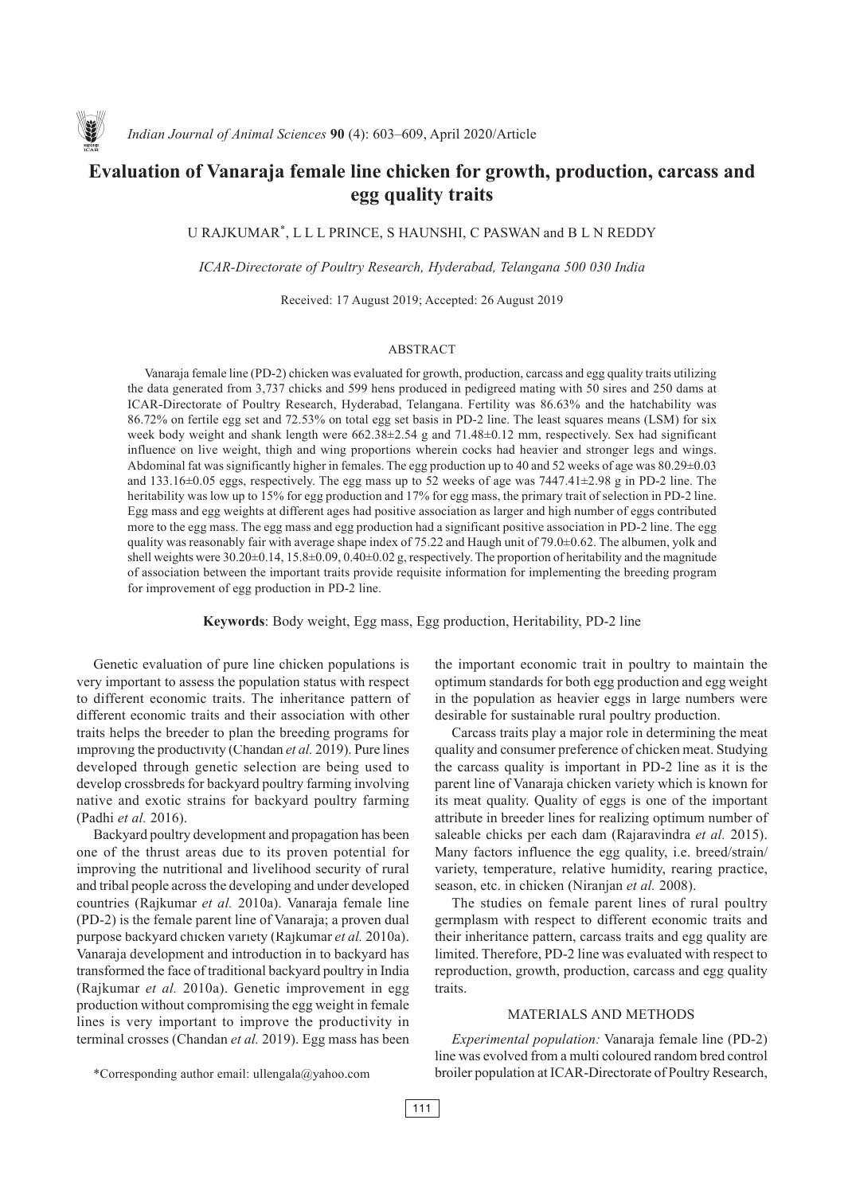# Evaluation of Vanaraja female line chicken for growth, production, carcass and egg quality traits

U RAJKUMAR*, L L L PRINCE, S HAUNSHI, C PASWAN and B L N REDDY

*ICAR-Directorate of Poultry Research, Hyderabad, Telangana 500 030 India*

Received: 17 August 2019; Accepted: 26 August 2019

## ABSTRACT

Vanaraja female line (PD-2) chicken was evaluated for growth, production, carcass and egg quality traits utilizing the data generated from 3,737 chicks and 599 hens produced in pedigreed mating with 50 sires and 250 dams at ICAR-Directorate of Poultry Research, Hyderabad, Telangana. Fertility was 86.63% and the hatchability was 86.72% on fertile egg set and 72.53% on total egg set basis in PD-2 line. The least squares means (LSM) for six week body weight and shank length were 662.38±2.54 g and 71.48±0.12 mm, respectively. Sex had significant influence on live weight, thigh and wing proportions wherein cocks had heavier and stronger legs and wings. Abdominal fat was significantly higher in females. The egg production up to 40 and 52 weeks of age was 80.29±0.03 and 133.16±0.05 eggs, respectively. The egg mass up to 52 weeks of age was 7447.41±2.98 g in PD-2 line. The heritability was low up to 15% for egg production and 17% for egg mass, the primary trait of selection in PD-2 line. Egg mass and egg weights at different ages had positive association as larger and high number of eggs contributed more to the egg mass. The egg mass and egg production had a significant positive association in PD-2 line. The egg quality was reasonably fair with average shape index of 75.22 and Haugh unit of 79.0±0.62. The albumen, yolk and shell weights were 30.20±0.14, 15.8±0.09, 0.40±0.02 g, respectively. The proportion of heritability and the magnitude of association between the important traits provide requisite information for implementing the breeding program for improvement of egg production in PD-2 line.

**Keywords**: Body weight, Egg mass, Egg production, Heritability, PD-2 line

Genetic evaluation of pure line chicken populations is very important to assess the population status with respect to different economic traits. The inheritance pattern of different economic traits and their association with other traits helps the breeder to plan the breeding programs for improving the productivity (Chandan *et al.* 2019). Pure lines developed through genetic selection are being used to develop crossbreds for backyard poultry farming involving native and exotic strains for backyard poultry farming (Padhi *et al.* 2016).

Backyard poultry development and propagation has been one of the thrust areas due to its proven potential for improving the nutritional and livelihood security of rural and tribal people across the developing and under developed countries (Rajkumar *et al.* 2010a). Vanaraja female line (PD-2) is the female parent line of Vanaraja; a proven dual purpose backyard chicken variety (Rajkumar *et al.* 2010a). Vanaraja development and introduction in to backyard has transformed the face of traditional backyard poultry in India (Rajkumar *et al.* 2010a). Genetic improvement in egg production without compromising the egg weight in female lines is very important to improve the productivity in terminal crosses (Chandan *et al.* 2019). Egg mass has been the important economic trait in poultry to maintain the optimum standards for both egg production and egg weight in the population as heavier eggs in large numbers were desirable for sustainable rural poultry production.

Carcass traits play a major role in determining the meat quality and consumer preference of chicken meat. Studying the carcass quality is important in PD-2 line as it is the parent line of Vanaraja chicken variety which is known for its meat quality. Quality of eggs is one of the important attribute in breeder lines for realizing optimum number of saleable chicks per each dam (Rajaravindra *et al.* 2015). Many factors influence the egg quality, i.e. breed/strain/variety, temperature, relative humidity, rearing practice, season, etc. in chicken (Niranjan *et al.* 2008).

The studies on female parent lines of rural poultry germplasm with respect to different economic traits and their inheritance pattern, carcass traits and egg quality are limited. Therefore, PD-2 line was evaluated with respect to reproduction, growth, production, carcass and egg quality traits.

## MATERIALS AND METHODS

*Experimental population:* Vanaraja female line (PD-2) line was evolved from a multi coloured random bred control broiler population at ICAR-Directorate of Poultry Research,

*Corresponding author email: ullengala@yahoo.com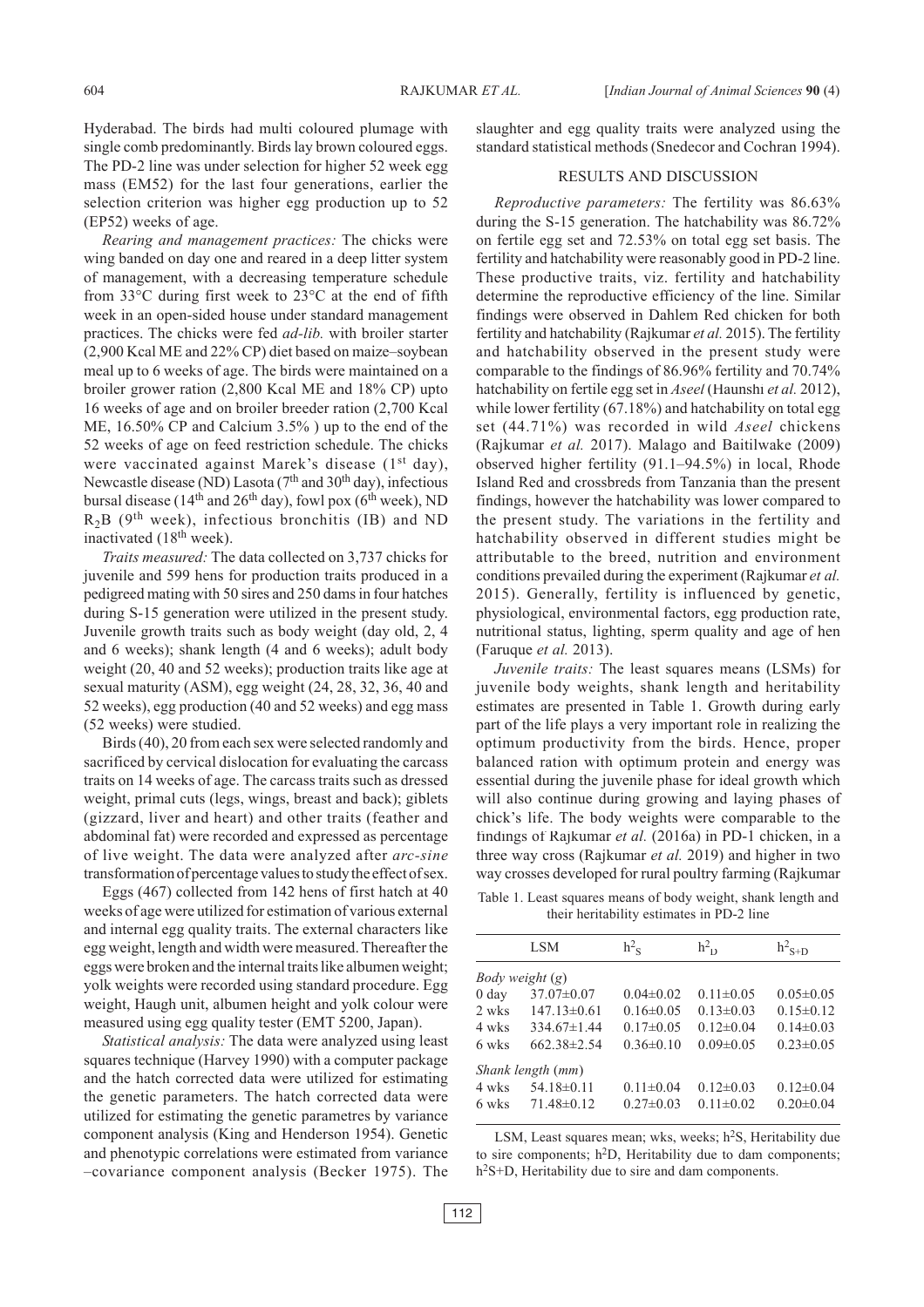Hyderabad. The birds had multi coloured plumage with single comb predominantly. Birds lay brown coloured eggs. The PD-2 line was under selection for higher 52 week egg mass (EM52) for the last four generations, earlier the selection criterion was higher egg production up to 52 (EP52) weeks of age.

*Rearing and management practices:* The chicks were wing banded on day one and reared in a deep litter system of management, with a decreasing temperature schedule from 33°C during first week to 23°C at the end of fifth week in an open-sided house under standard management practices. The chicks were fed *ad-lib.* with broiler starter (2,900 Kcal ME and 22% CP) diet based on maize–soybean meal up to 6 weeks of age. The birds were maintained on a broiler grower ration (2,800 Kcal ME and 18% CP) upto 16 weeks of age and on broiler breeder ration (2,700 Kcal ME, 16.50% CP and Calcium 3.5% ) up to the end of the 52 weeks of age on feed restriction schedule. The chicks were vaccinated against Marek's disease (1st day), Newcastle disease (ND) Lasota (7th and 30th day), infectious bursal disease (14th and 26th day), fowl pox (6th week), ND $R_2B$ (9th week), infectious bronchitis (IB) and ND inactivated (18th week).

*Traits measured:* The data collected on 3,737 chicks for juvenile and 599 hens for production traits produced in a pedigreed mating with 50 sires and 250 dams in four hatches during S-15 generation were utilized in the present study. Juvenile growth traits such as body weight (day old, 2, 4 and 6 weeks); shank length (4 and 6 weeks); adult body weight (20, 40 and 52 weeks); production traits like age at sexual maturity (ASM), egg weight (24, 28, 32, 36, 40 and 52 weeks), egg production (40 and 52 weeks) and egg mass (52 weeks) were studied.

Birds (40), 20 from each sex were selected randomly and sacrificed by cervical dislocation for evaluating the carcass traits on 14 weeks of age. The carcass traits such as dressed weight, primal cuts (legs, wings, breast and back); giblets (gizzard, liver and heart) and other traits (feather and abdominal fat) were recorded and expressed as percentage of live weight. The data were analyzed after *arc-sine* transformation of percentage values to study the effect of sex.

Eggs (467) collected from 142 hens of first hatch at 40 weeks of age were utilized for estimation of various external and internal egg quality traits. The external characters like egg weight, length and width were measured. Thereafter the eggs were broken and the internal traits like albumen weight; yolk weights were recorded using standard procedure. Egg weight, Haugh unit, albumen height and yolk colour were measured using egg quality tester (EMT 5200, Japan).

*Statistical analysis:* The data were analyzed using least squares technique (Harvey 1990) with a computer package and the hatch corrected data were utilized for estimating the genetic parameters. The hatch corrected data were utilized for estimating the genetic parametres by variance component analysis (King and Henderson 1954). Genetic and phenotypic correlations were estimated from variance –covariance component analysis (Becker 1975). The slaughter and egg quality traits were analyzed using the standard statistical methods (Snedecor and Cochran 1994).

## RESULTS AND DISCUSSION

*Reproductive parameters:* The fertility was 86.63% during the S-15 generation. The hatchability was 86.72% on fertile egg set and 72.53% on total egg set basis. The fertility and hatchability were reasonably good in PD-2 line. These productive traits, viz. fertility and hatchability determine the reproductive efficiency of the line. Similar findings were observed in Dahlem Red chicken for both fertility and hatchability (Rajkumar *et al.* 2015). The fertility and hatchability observed in the present study were comparable to the findings of 86.96% fertility and 70.74% hatchability on fertile egg set in *Aseel* (Haunshı *et al.* 2012), while lower fertility (67.18%) and hatchability on total egg set (44.71%) was recorded in wild *Aseel* chickens (Rajkumar *et al.* 2017). Malago and Baitilwake (2009) observed higher fertility (91.1–94.5%) in local, Rhode Island Red and crossbreds from Tanzania than the present findings, however the hatchability was lower compared to the present study. The variations in the fertility and hatchability observed in different studies might be attributable to the breed, nutrition and environment conditions prevailed during the experiment (Rajkumar *et al.* 2015). Generally, fertility is influenced by genetic, physiological, environmental factors, egg production rate, nutritional status, lighting, sperm quality and age of hen (Faruque *et al.* 2013).

*Juvenile traits:* The least squares means (LSMs) for juvenile body weights, shank length and heritability estimates are presented in Table 1. Growth during early part of the life plays a very important role in realizing the optimum productivity from the birds. Hence, proper balanced ration with optimum protein and energy was essential during the juvenile phase for ideal growth which will also continue during growing and laying phases of chick's life. The body weights were comparable to the findings of Rajkumar *et al.* (2016a) in PD-1 chicken, in a three way cross (Rajkumar *et al.* 2019) and higher in two way crosses developed for rural poultry farming (Rajkumar

Table 1. Least squares means of body weight, shank length and their heritability estimates in PD-2 line

| | LSM | $h^2_S$ | $h^2_D$ | $h^2_{S+D}$ |
|---|---|---|---|---|
| *Body weight (g)* | | | | |
| 0 day | 37.07±0.07 | 0.04±0.02 | 0.11±0.05 | 0.05±0.05 |
| 2 wks | 147.13±0.61 | 0.16±0.05 | 0.13±0.03 | 0.15±0.12 |
| 4 wks | 334.67±1.44 | 0.17±0.05 | 0.12±0.04 | 0.14±0.03 |
| 6 wks | 662.38±2.54 | 0.36±0.10 | 0.09±0.05 | 0.23±0.05 |
| *Shank length (mm)* | | | | |
| 4 wks | 54.18±0.11 | 0.11±0.04 | 0.12±0.03 | 0.12±0.04 |
| 6 wks | 71.48±0.12 | 0.27±0.03 | 0.11±0.02 | 0.20±0.04 |

LSM, Least squares mean; wks, weeks; $h^2S$, Heritability due to sire components; $h^2D$, Heritability due to dam components; $h^2S+D$, Heritability due to sire and dam components.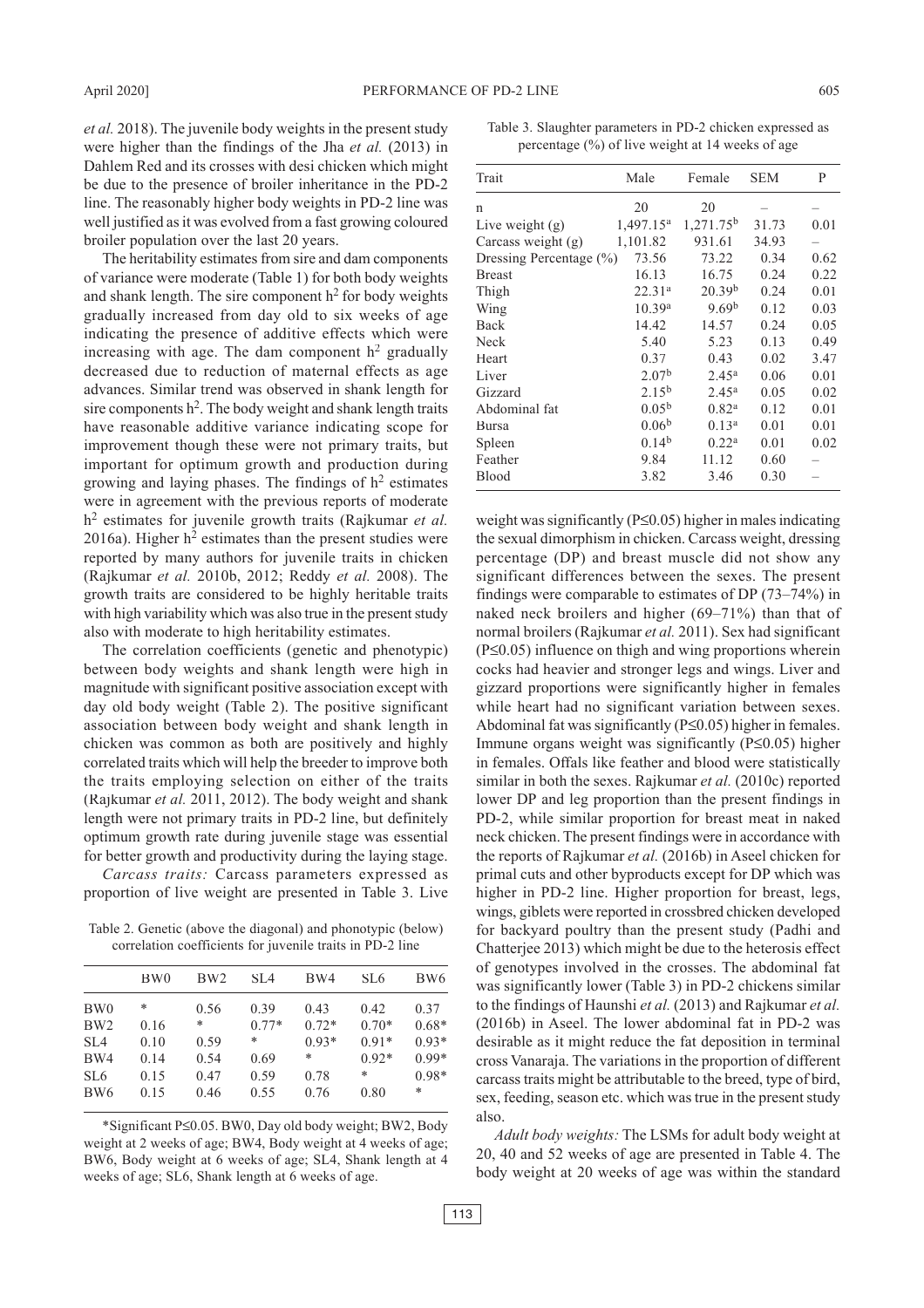*et al.* 2018). The juvenile body weights in the present study were higher than the findings of the Jha *et al.* (2013) in Dahlem Red and its crosses with desi chicken which might be due to the presence of broiler inheritance in the PD-2 line. The reasonably higher body weights in PD-2 line was well justified as it was evolved from a fast growing coloured broiler population over the last 20 years.

The heritability estimates from sire and dam components of variance were moderate (Table 1) for both body weights and shank length. The sire component $h^2$ for body weights gradually increased from day old to six weeks of age indicating the presence of additive effects which were increasing with age. The dam component $h^2$ gradually decreased due to reduction of maternal effects as age advances. Similar trend was observed in shank length for sire components $h^2$. The body weight and shank length traits have reasonable additive variance indicating scope for improvement though these were not primary traits, but important for optimum growth and production during growing and laying phases. The findings of $h^2$ estimates were in agreement with the previous reports of moderate $h^2$ estimates for juvenile growth traits (Rajkumar *et al.* 2016a). Higher $h^2$ estimates than the present studies were reported by many authors for juvenile traits in chicken (Rajkumar *et al.* 2010b, 2012; Reddy *et al.* 2008). The growth traits are considered to be highly heritable traits with high variability which was also true in the present study also with moderate to high heritability estimates.

The correlation coefficients (genetic and phenotypic) between body weights and shank length were high in magnitude with significant positive association except with day old body weight (Table 2). The positive significant association between body weight and shank length in chicken was common as both are positively and highly correlated traits which will help the breeder to improve both the traits employing selection on either of the traits (Rajkumar *et al.* 2011, 2012). The body weight and shank length were not primary traits in PD-2 line, but definitely optimum growth rate during juvenile stage was essential for better growth and productivity during the laying stage.

*Carcass traits:* Carcass parameters expressed as proportion of live weight are presented in Table 3. Live weight was significantly (P≤0.05) higher in males indicating the sexual dimorphism in chicken. Carcass weight, dressing percentage (DP) and breast muscle did not show any significant differences between the sexes. The present findings were comparable to estimates of DP (73–74%) in naked neck broilers and higher (69–71%) than that of normal broilers (Rajkumar *et al.* 2011). Sex had significant (P≤0.05) influence on thigh and wing proportions wherein cocks had heavier and stronger legs and wings. Liver and gizzard proportions were significantly higher in females while heart had no significant variation between sexes. Abdominal fat was significantly (P≤0.05) higher in females. Immune organs weight was significantly (P≤0.05) higher in females. Offals like feather and blood were statistically similar in both the sexes. Rajkumar *et al.* (2010c) reported lower DP and leg proportion than the present findings in PD-2, while similar proportion for breast meat in naked neck chicken. The present findings were in accordance with the reports of Rajkumar *et al.* (2016b) in Aseel chicken for primal cuts and other byproducts except for DP which was higher in PD-2 line. Higher proportion for breast, legs, wings, giblets were reported in crossbred chicken developed for backyard poultry than the present study (Padhi and Chatterjee 2013) which might be due to the heterosis effect of genotypes involved in the crosses. The abdominal fat was significantly lower (Table 3) in PD-2 chickens similar to the findings of Haunshi *et al.* (2013) and Rajkumar *et al.* (2016b) in Aseel. The lower abdominal fat in PD-2 was desirable as it might reduce the fat deposition in terminal cross Vanaraja. The variations in the proportion of different carcass traits might be attributable to the breed, type of bird, sex, feeding, season etc. which was true in the present study also.

*Adult body weights:* The LSMs for adult body weight at 20, 40 and 52 weeks of age are presented in Table 4. The body weight at 20 weeks of age was within the standard

Table 2. Genetic (above the diagonal) and phonotypic (below) correlation coefficients for juvenile traits in PD-2 line

| | BW0 | BW2 | SL4 | BW4 | SL6 | BW6 |
|---|---|---|---|---|---|---|
| BW0 | * | 0.56 | 0.39 | 0.43 | 0.42 | 0.37 |
| BW2 | 0.16 | * | 0.77* | 0.72* | 0.70* | 0.68* |
| SL4 | 0.10 | 0.59 | * | 0.93* | 0.91* | 0.93* |
| BW4 | 0.14 | 0.54 | 0.69 | * | 0.92* | 0.99* |
| SL6 | 0.15 | 0.47 | 0.59 | 0.78 | * | 0.98* |
| BW6 | 0.15 | 0.46 | 0.55 | 0.76 | 0.80 | * |

*Significant P≤0.05. BW0, Day old body weight; BW2, Body weight at 2 weeks of age; BW4, Body weight at 4 weeks of age; BW6, Body weight at 6 weeks of age; SL4, Shank length at 4 weeks of age; SL6, Shank length at 6 weeks of age.

Table 3. Slaughter parameters in PD-2 chicken expressed as percentage (%) of live weight at 14 weeks of age

| Trait | Male | Female | SEM | P |
|---|---|---|---|---|
| n | 20 | 20 | – | – |
| Live weight (g) | 1,497.15[a] | 1,271.75[b] | 31.73 | 0.01 |
| Carcass weight (g) | 1,101.82 | 931.61 | 34.93 | – |
| Dressing Percentage (%) | 73.56 | 73.22 | 0.34 | 0.62 |
| Breast | 16.13 | 16.75 | 0.24 | 0.22 |
| Thigh | 22.31[a] | 20.39[b] | 0.24 | 0.01 |
| Wing | 10.39[a] | 9.69[b] | 0.12 | 0.03 |
| Back | 14.42 | 14.57 | 0.24 | 0.05 |
| Neck | 5.40 | 5.23 | 0.13 | 0.49 |
| Heart | 0.37 | 0.43 | 0.02 | 3.47 |
| Liver | 2.07[b] | 2.45[a] | 0.06 | 0.01 |
| Gizzard | 2.15[b] | 2.45[a] | 0.05 | 0.02 |
| Abdominal fat | 0.05[b] | 0.82[a] | 0.12 | 0.01 |
| Bursa | 0.06[b] | 0.13[a] | 0.01 | 0.01 |
| Spleen | 0.14[b] | 0.22[a] | 0.01 | 0.02 |
| Feather | 9.84 | 11.12 | 0.60 | – |
| Blood | 3.82 | 3.46 | 0.30 | – |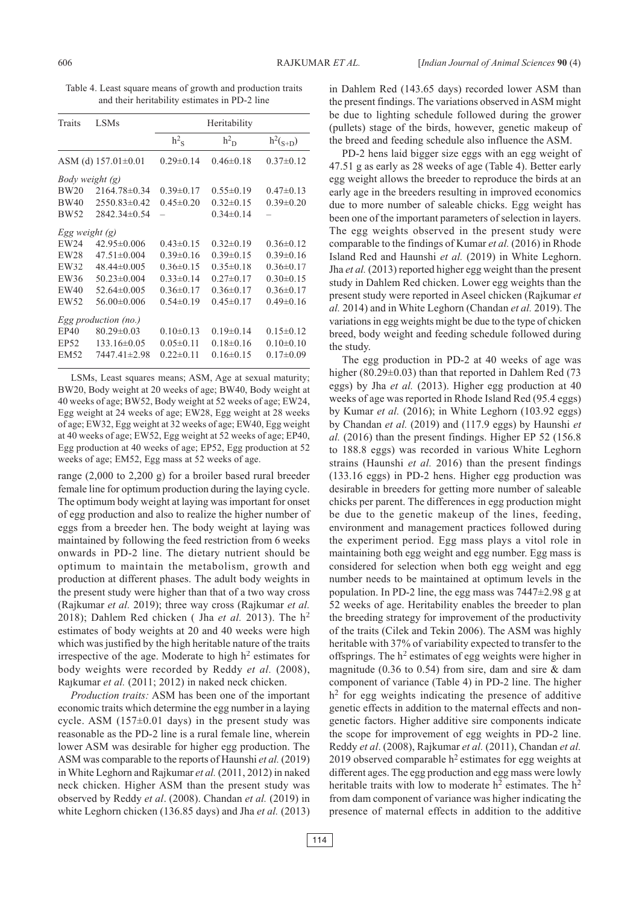Table 4. Least square means of growth and production traits and their heritability estimates in PD-2 line

| Traits | LSMs | Heritability | | |
|---|---|---|---|---|
| | | $h^2_S$ | $h^2_D$ | $h^2_{(S+D)}$ |
| ASM (d) | 157.01±0.01 | 0.29±0.14 | 0.46±0.18 | 0.37±0.12 |
| *Body weight (g)* | | | | |
| BW20 | 2164.78±0.34 | 0.39±0.17 | 0.55±0.19 | 0.47±0.13 |
| BW40 | 2550.83±0.42 | 0.45±0.20 | 0.32±0.15 | 0.39±0.20 |
| BW52 | 2842.34±0.54 | – | 0.34±0.14 | – |
| *Egg weight (g)* | | | | |
| EW24 | 42.95±0.006 | 0.43±0.15 | 0.32±0.19 | 0.36±0.12 |
| EW28 | 47.51±0.004 | 0.39±0.16 | 0.39±0.15 | 0.39±0.16 |
| EW32 | 48.44±0.005 | 0.36±0.15 | 0.35±0.18 | 0.36±0.17 |
| EW36 | 50.23±0.004 | 0.33±0.14 | 0.27±0.17 | 0.30±0.15 |
| EW40 | 52.64±0.005 | 0.36±0.17 | 0.36±0.17 | 0.36±0.17 |
| EW52 | 56.00±0.006 | 0.54±0.19 | 0.45±0.17 | 0.49±0.16 |
| *Egg production (no.)* | | | | |
| EP40 | 80.29±0.03 | 0.10±0.13 | 0.19±0.14 | 0.15±0.12 |
| EP52 | 133.16±0.05 | 0.05±0.11 | 0.18±0.16 | 0.10±0.10 |
| EM52 | 7447.41±2.98 | 0.22±0.11 | 0.16±0.15 | 0.17±0.09 |

LSMs, Least squares means; ASM, Age at sexual maturity; BW20, Body weight at 20 weeks of age; BW40, Body weight at 40 weeks of age; BW52, Body weight at 52 weeks of age; EW24, Egg weight at 24 weeks of age; EW28, Egg weight at 28 weeks of age; EW32, Egg weight at 32 weeks of age; EW40, Egg weight at 40 weeks of age; EW52, Egg weight at 52 weeks of age; EP40, Egg production at 40 weeks of age; EP52, Egg production at 52 weeks of age; EM52, Egg mass at 52 weeks of age.

range (2,000 to 2,200 g) for a broiler based rural breeder female line for optimum production during the laying cycle. The optimum body weight at laying was important for onset of egg production and also to realize the higher number of eggs from a breeder hen. The body weight at laying was maintained by following the feed restriction from 6 weeks onwards in PD-2 line. The dietary nutrient should be optimum to maintain the metabolism, growth and production at different phases. The adult body weights in the present study were higher than that of a two way cross (Rajkumar *et al.* 2019); three way cross (Rajkumar *et al.* 2018); Dahlem Red chicken ( Jha *et al.* 2013). The $h^2$ estimates of body weights at 20 and 40 weeks were high which was justified by the high heritable nature of the traits irrespective of the age. Moderate to high $h^2$ estimates for body weights were recorded by Reddy *et al.* (2008), Rajkumar *et al.* (2011; 2012) in naked neck chicken.

*Production traits:* ASM has been one of the important economic traits which determine the egg number in a laying cycle. ASM (157±0.01 days) in the present study was reasonable as the PD-2 line is a rural female line, wherein lower ASM was desirable for higher egg production. The ASM was comparable to the reports of Haunshi *et al.* (2019) in White Leghorn and Rajkumar *et al.* (2011, 2012) in naked neck chicken. Higher ASM than the present study was observed by Reddy *et al*. (2008). Chandan *et al.* (2019) in white Leghorn chicken (136.85 days) and Jha *et al.* (2013) in Dahlem Red (143.65 days) recorded lower ASM than the present findings. The variations observed in ASM might be due to lighting schedule followed during the grower (pullets) stage of the birds, however, genetic makeup of the breed and feeding schedule also influence the ASM.

PD-2 hens laid bigger size eggs with an egg weight of 47.51 g as early as 28 weeks of age (Table 4). Better early egg weight allows the breeder to reproduce the birds at an early age in the breeders resulting in improved economics due to more number of saleable chicks. Egg weight has been one of the important parameters of selection in layers. The egg weights observed in the present study were comparable to the findings of Kumar *et al.* (2016) in Rhode Island Red and Haunshi *et al.* (2019) in White Leghorn. Jha *et al.* (2013) reported higher egg weight than the present study in Dahlem Red chicken. Lower egg weights than the present study were reported in Aseel chicken (Rajkumar *et al.* 2014) and in White Leghorn (Chandan *et al.* 2019). The variations in egg weights might be due to the type of chicken breed, body weight and feeding schedule followed during the study.

The egg production in PD-2 at 40 weeks of age was higher (80.29±0.03) than that reported in Dahlem Red (73 eggs) by Jha *et al.* (2013). Higher egg production at 40 weeks of age was reported in Rhode Island Red (95.4 eggs) by Kumar *et al.* (2016); in White Leghorn (103.92 eggs) by Chandan *et al.* (2019) and (117.9 eggs) by Haunshi *et al.* (2016) than the present findings. Higher EP 52 (156.8 to 188.8 eggs) was recorded in various White Leghorn strains (Haunshi *et al.* 2016) than the present findings (133.16 eggs) in PD-2 hens. Higher egg production was desirable in breeders for getting more number of saleable chicks per parent. The differences in egg production might be due to the genetic makeup of the lines, feeding, environment and management practices followed during the experiment period. Egg mass plays a vitol role in maintaining both egg weight and egg number. Egg mass is considered for selection when both egg weight and egg number needs to be maintained at optimum levels in the population. In PD-2 line, the egg mass was 7447±2.98 g at 52 weeks of age. Heritability enables the breeder to plan the breeding strategy for improvement of the productivity of the traits (Cilek and Tekin 2006). The ASM was highly heritable with 37% of variability expected to transfer to the offsprings. The $h^2$ estimates of egg weights were higher in magnitude (0.36 to 0.54) from sire, dam and sire & dam component of variance (Table 4) in PD-2 line. The higher $h^2$ for egg weights indicating the presence of additive genetic effects in addition to the maternal effects and non-genetic factors. Higher additive sire components indicate the scope for improvement of egg weights in PD-2 line. Reddy *et al*. (2008), Rajkumar *et al.* (2011), Chandan *et al.* 2019 observed comparable $h^2$ estimates for egg weights at different ages. The egg production and egg mass were lowly heritable traits with low to moderate $h^2$ estimates. The $h^2$ from dam component of variance was higher indicating the presence of maternal effects in addition to the additive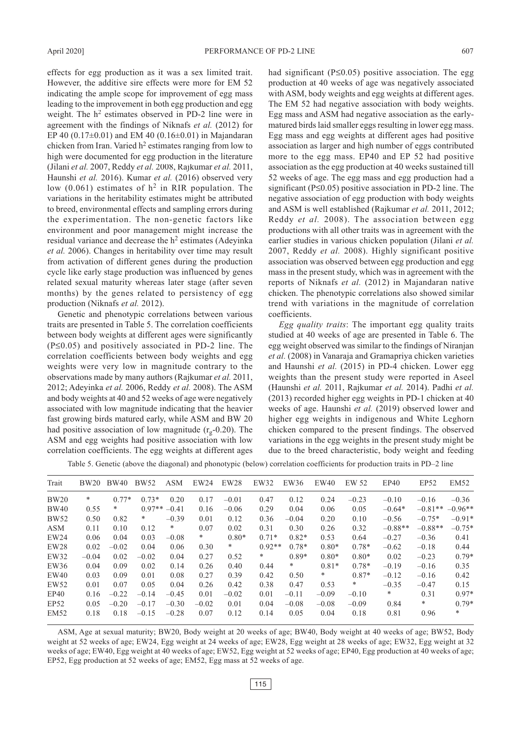effects for egg production as it was a sex limited trait. However, the additive sire effects were more for EM 52 indicating the ample scope for improvement of egg mass leading to the improvement in both egg production and egg weight. The $h^2$ estimates observed in PD-2 line were in agreement with the findings of Niknafs *et al.* (2012) for EP 40 (0.17±0.01) and EM 40 (0.16±0.01) in Majandaran chicken from Iran. Varied $h^2$ estimates ranging from low to high were documented for egg production in the literature (Jilani *et al.* 2007, Reddy *et al.* 2008, Rajkumar *et al.* 2011, Haunshi *et al.* 2016). Kumar *et al.* (2016) observed very low (0.061) estimates of $h^2$ in RIR population. The variations in the heritability estimates might be attributed to breed, environmental effects and sampling errors during the experimentation. The non-genetic factors like environment and poor management might increase the residual variance and decrease the $h^2$ estimates (Adeyinka *et al.* 2006). Changes in heritability over time may result from activation of different genes during the production cycle like early stage production was influenced by genes related sexual maturity whereas later stage (after seven months) by the genes related to persistency of egg production (Niknafs *et al.* 2012).

Genetic and phenotypic correlations between various traits are presented in Table 5. The correlation coefficients between body weights at different ages were significantly (P≤0.05) and positively associated in PD-2 line. The correlation coefficients between body weights and egg weights were very low in magnitude contrary to the observations made by many authors (Rajkumar *et al.* 2011, 2012; Adeyinka *et al.* 2006, Reddy *et al.* 2008). The ASM and body weights at 40 and 52 weeks of age were negatively associated with low magnitude indicating that the heavier fast growing birds matured early, while ASM and BW 20 had positive association of low magnitude ($r_g$-0.20). The ASM and egg weights had positive association with low correlation coefficients. The egg weights at different ages had significant (P≤0.05) positive association. The egg production at 40 weeks of age was negatively associated with ASM, body weights and egg weights at different ages. The EM 52 had negative association with body weights. Egg mass and ASM had negative association as the early-matured birds laid smaller eggs resulting in lower egg mass. Egg mass and egg weights at different ages had positive association as larger and high number of eggs contributed more to the egg mass. EP40 and EP 52 had positive association as the egg production at 40 weeks sustained till 52 weeks of age. The egg mass and egg production had a significant (P≤0.05) positive association in PD-2 line. The negative association of egg production with body weights and ASM is well established (Rajkumar *et al.* 2011, 2012; Reddy *et al.* 2008). The association between egg productions with all other traits was in agreement with the earlier studies in various chicken population (Jilani *et al.* 2007, Reddy *et al.* 2008). Highly significant positive association was observed between egg production and egg mass in the present study, which was in agreement with the reports of Niknafs *et al.* (2012) in Majandaran native chicken. The phenotypic correlations also showed similar trend with variations in the magnitude of correlation coefficients.

*Egg quality traits*: The important egg quality traits studied at 40 weeks of age are presented in Table 6. The egg weight observed was similar to the findings of Niranjan *et al.* (2008) in Vanaraja and Gramapriya chicken varieties and Haunshi *et al.* (2015) in PD-4 chicken. Lower egg weights than the present study were reported in Aseel (Haunshi *et al.* 2011, Rajkumar *et al.* 2014). Padhi *et al.* (2013) recorded higher egg weights in PD-1 chicken at 40 weeks of age. Haunshi *et al.* (2019) observed lower and higher egg weights in indigenous and White Leghorn chicken compared to the present findings. The observed variations in the egg weights in the present study might be due to the breed characteristic, body weight and feeding

Table 5. Genetic (above the diagonal) and phonotypic (below) correlation coefficients for production traits in PD–2 line

| Trait | BW20 | BW40 | BW52 | ASM | EW24 | EW28 | EW32 | EW36 | EW40 | EW 52 | EP40 | EP52 | EM52 |
|---|---|---|---|---|---|---|---|---|---|---|---|---|---|
| BW20 | * | 0.77* | 0.73* | 0.20 | 0.17 | –0.01 | 0.47 | 0.12 | 0.24 | –0.23 | –0.10 | –0.16 | –0.36 |
| BW40 | 0.55 | * | 0.97** | –0.41 | 0.16 | –0.06 | 0.29 | 0.04 | 0.06 | 0.05 | –0.64* | –0.81** | –0.96** |
| BW52 | 0.50 | 0.82 | * | –0.39 | 0.01 | 0.12 | 0.36 | –0.04 | 0.20 | 0.10 | –0.56 | –0.75* | –0.91* |
| ASM | 0.11 | 0.10 | 0.12 | * | 0.07 | 0.02 | 0.31 | 0.30 | 0.26 | 0.32 | –0.88** | –0.88** | –0.75* |
| EW24 | 0.06 | 0.04 | 0.03 | –0.08 | * | 0.80* | 0.71* | 0.82* | 0.53 | 0.64 | –0.27 | –0.36 | 0.41 |
| EW28 | 0.02 | –0.02 | 0.04 | 0.06 | 0.30 | * | 0.92** | 0.78* | 0.80* | 0.78* | –0.62 | –0.18 | 0.44 |
| EW32 | –0.04 | 0.02 | –0.02 | 0.04 | 0.27 | 0.52 | * | 0.89* | 0.80* | 0.80* | 0.02 | –0.23 | 0.79* |
| EW36 | 0.04 | 0.09 | 0.02 | 0.14 | 0.26 | 0.40 | 0.44 | * | 0.81* | 0.78* | –0.19 | –0.16 | 0.35 |
| EW40 | 0.03 | 0.09 | 0.01 | 0.08 | 0.27 | 0.39 | 0.42 | 0.50 | * | 0.87* | –0.12 | –0.16 | 0.42 |
| EW52 | 0.01 | 0.07 | 0.05 | 0.04 | 0.26 | 0.42 | 0.38 | 0.47 | 0.53 | * | –0.35 | –0.47 | 0.15 |
| EP40 | 0.16 | –0.22 | –0.14 | –0.45 | 0.01 | –0.02 | 0.01 | –0.11 | –0.09 | –0.10 | * | 0.31 | 0.97* |
| EP52 | 0.05 | –0.20 | –0.17 | –0.30 | –0.02 | 0.01 | 0.04 | –0.08 | –0.08 | –0.09 | 0.84 | * | 0.79* |
| EM52 | 0.18 | 0.18 | –0.15 | –0.28 | 0.07 | 0.12 | 0.14 | 0.05 | 0.04 | 0.18 | 0.81 | 0.96 | * |

ASM, Age at sexual maturity; BW20, Body weight at 20 weeks of age; BW40, Body weight at 40 weeks of age; BW52, Body weight at 52 weeks of age; EW24, Egg weight at 24 weeks of age; EW28, Egg weight at 28 weeks of age; EW32, Egg weight at 32 weeks of age; EW40, Egg weight at 40 weeks of age; EW52, Egg weight at 52 weeks of age; EP40, Egg production at 40 weeks of age; EP52, Egg production at 52 weeks of age; EM52, Egg mass at 52 weeks of age.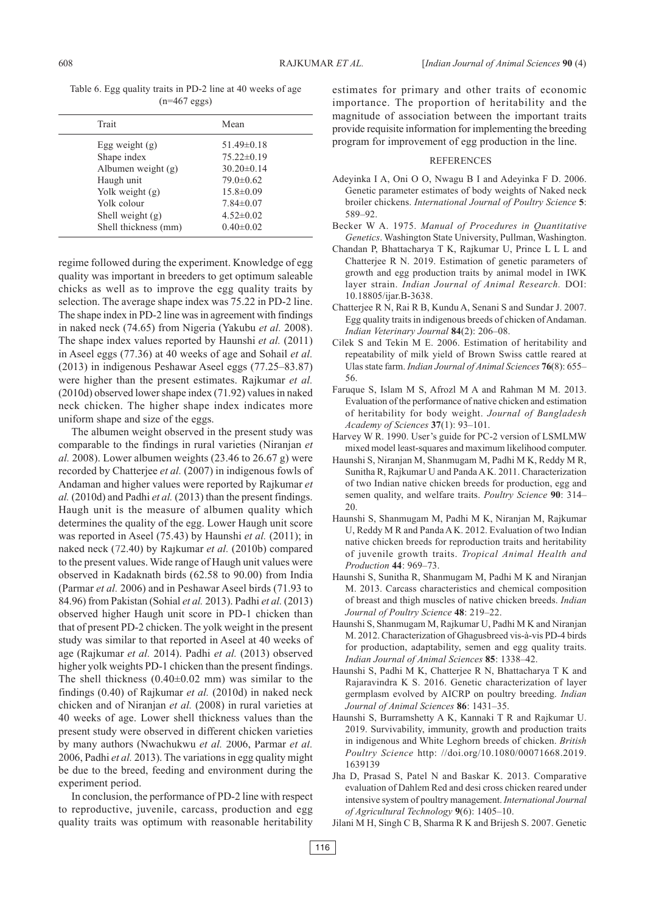Table 6. Egg quality traits in PD-2 line at 40 weeks of age (n=467 eggs)

| Trait | Mean |
|---|---|
| Egg weight (g) | 51.49±0.18 |
| Shape index | 75.22±0.19 |
| Albumen weight (g) | 30.20±0.14 |
| Haugh unit | 79.0±0.62 |
| Yolk weight (g) | 15.8±0.09 |
| Yolk colour | 7.84±0.07 |
| Shell weight (g) | 4.52±0.02 |
| Shell thickness (mm) | 0.40±0.02 |

regime followed during the experiment. Knowledge of egg quality was important in breeders to get optimum saleable chicks as well as to improve the egg quality traits by selection. The average shape index was 75.22 in PD-2 line. The shape index in PD-2 line was in agreement with findings in naked neck (74.65) from Nigeria (Yakubu *et al.* 2008). The shape index values reported by Haunshi *et al.* (2011) in Aseel eggs (77.36) at 40 weeks of age and Sohail *et al.* (2013) in indigenous Peshawar Aseel eggs (77.25–83.87) were higher than the present estimates. Rajkumar *et al.* (2010d) observed lower shape index (71.92) values in naked neck chicken. The higher shape index indicates more uniform shape and size of the eggs.

The albumen weight observed in the present study was comparable to the findings in rural varieties (Niranjan *et al.* 2008). Lower albumen weights (23.46 to 26.67 g) were recorded by Chatterjee *et al.* (2007) in indigenous fowls of Andaman and higher values were reported by Rajkumar *et al.* (2010d) and Padhi *et al.* (2013) than the present findings. Haugh unit is the measure of albumen quality which determines the quality of the egg. Lower Haugh unit score was reported in Aseel (75.43) by Haunshi *et al.* (2011); in naked neck (72.40) by Rajkumar *et al.* (2010b) compared to the present values. Wide range of Haugh unit values were observed in Kadaknath birds (62.58 to 90.00) from India (Parmar *et al.* 2006) and in Peshawar Aseel birds (71.93 to 84.96) from Pakistan (Sohial *et al.* 2013). Padhi *et al.* (2013) observed higher Haugh unit score in PD-1 chicken than that of present PD-2 chicken. The yolk weight in the present study was similar to that reported in Aseel at 40 weeks of age (Rajkumar *et al.* 2014). Padhi *et al.* (2013) observed higher yolk weights PD-1 chicken than the present findings. The shell thickness (0.40±0.02 mm) was similar to the findings (0.40) of Rajkumar *et al.* (2010d) in naked neck chicken and of Niranjan *et al.* (2008) in rural varieties at 40 weeks of age. Lower shell thickness values than the present study were observed in different chicken varieties by many authors (Nwachukwu *et al.* 2006, Parmar *et al.* 2006, Padhi *et al.* 2013). The variations in egg quality might be due to the breed, feeding and environment during the experiment period.

In conclusion, the performance of PD-2 line with respect to reproductive, juvenile, carcass, production and egg quality traits was optimum with reasonable heritability estimates for primary and other traits of economic importance. The proportion of heritability and the magnitude of association between the important traits provide requisite information for implementing the breeding program for improvement of egg production in the line.

## REFERENCES

Adeyinka I A, Oni O O, Nwagu B I and Adeyinka F D. 2006. Genetic parameter estimates of body weights of Naked neck broiler chickens. *International Journal of Poultry Science* **5**: 589–92.

Becker W A. 1975. *Manual of Procedures in Quantitative Genetics*. Washington State University, Pullman, Washington.

Chandan P, Bhattacharya T K, Rajkumar U, Prince L L L and Chatterjee R N. 2019. Estimation of genetic parameters of growth and egg production traits by animal model in IWK layer strain. *Indian Journal of Animal Research.* DOI: 10.18805/ijar.B-3638.

Chatterjee R N, Rai R B, Kundu A, Senani S and Sundar J. 2007. Egg quality traits in indigenous breeds of chicken of Andaman. *Indian Veterinary Journal* **84**(2): 206–08.

Cilek S and Tekin M E. 2006. Estimation of heritability and repeatability of milk yield of Brown Swiss cattle reared at Ulas state farm. *Indian Journal of Animal Sciences* **76**(8): 655–56.

Faruque S, Islam M S, Afrozl M A and Rahman M M. 2013. Evaluation of the performance of native chicken and estimation of heritability for body weight. *Journal of Bangladesh Academy of Sciences* **37**(1): 93–101.

Harvey W R. 1990. User's guide for PC-2 version of LSMLMW mixed model least-squares and maximum likelihood computer.

Haunshi S, Niranjan M, Shanmugam M, Padhi M K, Reddy M R, Sunitha R, Rajkumar U and Panda A K. 2011. Characterization of two Indian native chicken breeds for production, egg and semen quality, and welfare traits. *Poultry Science* **90**: 314–20.

Haunshi S, Shanmugam M, Padhi M K, Niranjan M, Rajkumar U, Reddy M R and Panda A K. 2012. Evaluation of two Indian native chicken breeds for reproduction traits and heritability of juvenile growth traits. *Tropical Animal Health and Production* **44**: 969–73.

Haunshi S, Sunitha R, Shanmugam M, Padhi M K and Niranjan M. 2013. Carcass characteristics and chemical composition of breast and thigh muscles of native chicken breeds. *Indian Journal of Poultry Science* **48**: 219–22.

Haunshi S, Shanmugam M, Rajkumar U, Padhi M K and Niranjan M. 2012. Characterization of Ghagusbreed vis-à-vis PD-4 birds for production, adaptability, semen and egg quality traits. *Indian Journal of Animal Sciences* **85**: 1338–42.

Haunshi S, Padhi M K, Chatterjee R N, Bhattacharya T K and Rajaravindra K S. 2016. Genetic characterization of layer germplasm evolved by AICRP on poultry breeding. *Indian Journal of Animal Sciences* **86**: 1431–35.

Haunshi S, Burramshetty A K, Kannaki T R and Rajkumar U. 2019. Survivability, immunity, growth and production traits in indigenous and White Leghorn breeds of chicken. *British Poultry Science* http: //doi.org/10.1080/00071668.2019. 1639139

Jha D, Prasad S, Patel N and Baskar K. 2013. Comparative evaluation of Dahlem Red and desi cross chicken reared under intensive system of poultry management. *International Journal of Agricultural Technology* **9**(6): 1405–10.

Jilani M H, Singh C B, Sharma R K and Brijesh S. 2007. Genetic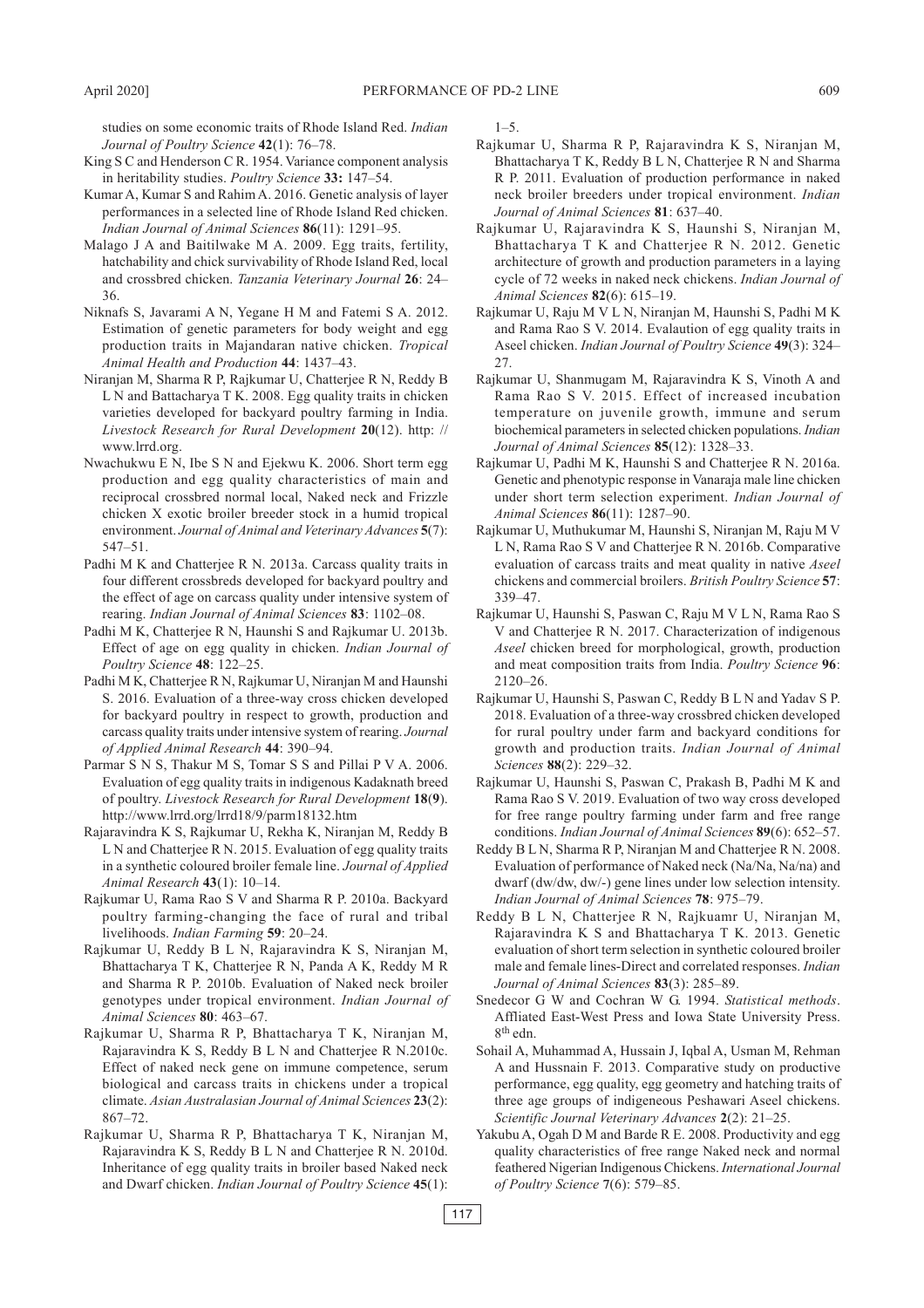studies on some economic traits of Rhode Island Red. *Indian Journal of Poultry Science* **42**(1): 76–78.

King S C and Henderson C R. 1954. Variance component analysis in heritability studies. *Poultry Science* **33:** 147–54.

Kumar A, Kumar S and Rahim A. 2016. Genetic analysis of layer performances in a selected line of Rhode Island Red chicken. *Indian Journal of Animal Sciences* **86**(11): 1291–95.

Malago J A and Baitilwake M A. 2009. Egg traits, fertility, hatchability and chick survivability of Rhode Island Red, local and crossbred chicken. *Tanzania Veterinary Journal* **26**: 24–36.

Niknafs S, Javarami A N, Yegane H M and Fatemi S A. 2012. Estimation of genetic parameters for body weight and egg production traits in Majandaran native chicken. *Tropical Animal Health and Production* **44**: 1437–43.

Niranjan M, Sharma R P, Rajkumar U, Chatterjee R N, Reddy B L N and Battacharya T K. 2008. Egg quality traits in chicken varieties developed for backyard poultry farming in India. *Livestock Research for Rural Development* **20**(12). http: // www.lrrd.org.

Nwachukwu E N, Ibe S N and Ejekwu K. 2006. Short term egg production and egg quality characteristics of main and reciprocal crossbred normal local, Naked neck and Frizzle chicken X exotic broiler breeder stock in a humid tropical environment. *Journal of Animal and Veterinary Advances* **5**(7): 547–51.

Padhi M K and Chatterjee R N. 2013a. Carcass quality traits in four different crossbreds developed for backyard poultry and the effect of age on carcass quality under intensive system of rearing. *Indian Journal of Animal Sciences* **83**: 1102–08.

Padhi M K, Chatterjee R N, Haunshi S and Rajkumar U. 2013b. Effect of age on egg quality in chicken. *Indian Journal of Poultry Science* **48**: 122–25.

Padhi M K, Chatterjee R N, Rajkumar U, Niranjan M and Haunshi S. 2016. Evaluation of a three-way cross chicken developed for backyard poultry in respect to growth, production and carcass quality traits under intensive system of rearing. *Journal of Applied Animal Research* **44**: 390–94.

Parmar S N S, Thakur M S, Tomar S S and Pillai P V A. 2006. Evaluation of egg quality traits in indigenous Kadaknath breed of poultry. *Livestock Research for Rural Development* **18**(**9**). http://www.lrrd.org/lrrd18/9/parm18132.htm

Rajaravindra K S, Rajkumar U, Rekha K, Niranjan M, Reddy B L N and Chatterjee R N. 2015. Evaluation of egg quality traits in a synthetic coloured broiler female line. *Journal of Applied Animal Research* **43**(1): 10–14.

Rajkumar U, Rama Rao S V and Sharma R P. 2010a. Backyard poultry farming-changing the face of rural and tribal livelihoods. *Indian Farming* **59**: 20–24.

Rajkumar U, Reddy B L N, Rajaravindra K S, Niranjan M, Bhattacharya T K, Chatterjee R N, Panda A K, Reddy M R and Sharma R P. 2010b. Evaluation of Naked neck broiler genotypes under tropical environment. *Indian Journal of Animal Sciences* **80**: 463–67.

Rajkumar U, Sharma R P, Bhattacharya T K, Niranjan M, Rajaravindra K S, Reddy B L N and Chatterjee R N.2010c. Effect of naked neck gene on immune competence, serum biological and carcass traits in chickens under a tropical climate. *Asian Australasian Journal of Animal Sciences* **23**(2): 867–72.

Rajkumar U, Sharma R P, Bhattacharya T K, Niranjan M, Rajaravindra K S, Reddy B L N and Chatterjee R N. 2010d. Inheritance of egg quality traits in broiler based Naked neck and Dwarf chicken. *Indian Journal of Poultry Science* **45**(1): 1–5.

Rajkumar U, Sharma R P, Rajaravindra K S, Niranjan M, Bhattacharya T K, Reddy B L N, Chatterjee R N and Sharma R P. 2011. Evaluation of production performance in naked neck broiler breeders under tropical environment. *Indian Journal of Animal Sciences* **81**: 637–40.

Rajkumar U, Rajaravindra K S, Haunshi S, Niranjan M, Bhattacharya T K and Chatterjee R N. 2012. Genetic architecture of growth and production parameters in a laying cycle of 72 weeks in naked neck chickens. *Indian Journal of Animal Sciences* **82**(6): 615–19.

Rajkumar U, Raju M V L N, Niranjan M, Haunshi S, Padhi M K and Rama Rao S V. 2014. Evalaution of egg quality traits in Aseel chicken. *Indian Journal of Poultry Science* **49**(3): 324–27.

Rajkumar U, Shanmugam M, Rajaravindra K S, Vinoth A and Rama Rao S V. 2015. Effect of increased incubation temperature on juvenile growth, immune and serum biochemical parameters in selected chicken populations. *Indian Journal of Animal Sciences* **85**(12): 1328–33.

Rajkumar U, Padhi M K, Haunshi S and Chatterjee R N. 2016a. Genetic and phenotypic response in Vanaraja male line chicken under short term selection experiment. *Indian Journal of Animal Sciences* **86**(11): 1287–90.

Rajkumar U, Muthukumar M, Haunshi S, Niranjan M, Raju M V L N, Rama Rao S V and Chatterjee R N. 2016b. Comparative evaluation of carcass traits and meat quality in native *Aseel* chickens and commercial broilers. *British Poultry Science* **57**: 339–47.

Rajkumar U, Haunshi S, Paswan C, Raju M V L N, Rama Rao S V and Chatterjee R N. 2017. Characterization of indigenous *Aseel* chicken breed for morphological, growth, production and meat composition traits from India. *Poultry Science* **96**: 2120–26.

Rajkumar U, Haunshi S, Paswan C, Reddy B L N and Yadav S P. 2018. Evaluation of a three-way crossbred chicken developed for rural poultry under farm and backyard conditions for growth and production traits. *Indian Journal of Animal Sciences* **88**(2): 229–32.

Rajkumar U, Haunshi S, Paswan C, Prakash B, Padhi M K and Rama Rao S V. 2019. Evaluation of two way cross developed for free range poultry farming under farm and free range conditions. *Indian Journal of Animal Sciences* **89**(6): 652–57.

Reddy B L N, Sharma R P, Niranjan M and Chatterjee R N. 2008. Evaluation of performance of Naked neck (Na/Na, Na/na) and dwarf (dw/dw, dw/-) gene lines under low selection intensity. *Indian Journal of Animal Sciences* **78**: 975–79.

Reddy B L N, Chatterjee R N, Rajkuamr U, Niranjan M, Rajaravindra K S and Bhattacharya T K. 2013. Genetic evaluation of short term selection in synthetic coloured broiler male and female lines-Direct and correlated responses. *Indian Journal of Animal Sciences* **83**(3): 285–89.

Snedecor G W and Cochran W G. 1994. *Statistical methods*. Affliated East-West Press and Iowa State University Press. 8th edn.

Sohail A, Muhammad A, Hussain J, Iqbal A, Usman M, Rehman A and Hussnain F. 2013. Comparative study on productive performance, egg quality, egg geometry and hatching traits of three age groups of indigeneous Peshawari Aseel chickens. *Scientific Journal Veterinary Advances* **2**(2): 21–25.

Yakubu A, Ogah D M and Barde R E. 2008. Productivity and egg quality characteristics of free range Naked neck and normal feathered Nigerian Indigenous Chickens. *International Journal of Poultry Science* **7**(6): 579–85.